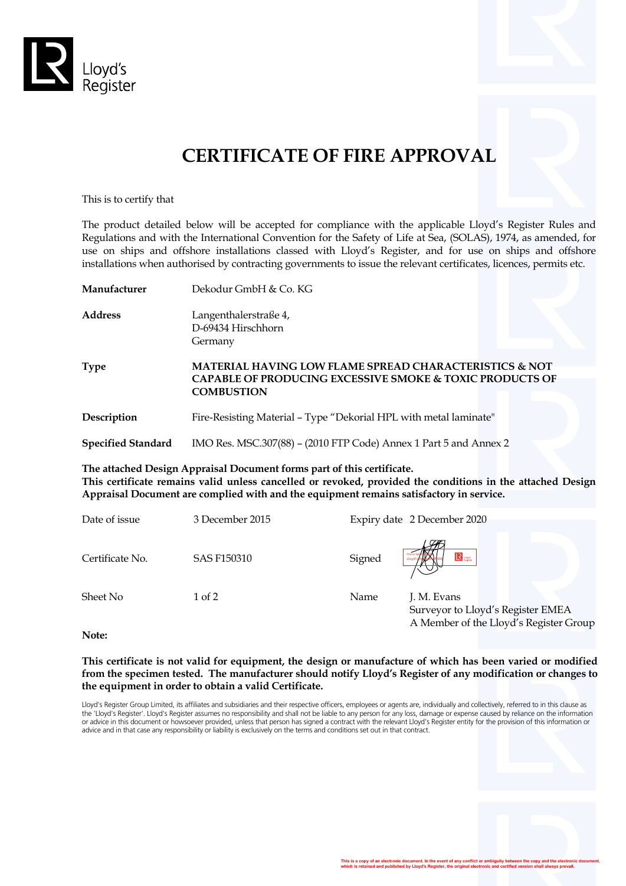Lloyd's Register

# CERTIFICATE OF FIRE APPROVAL

This is to certify that

The product detailed below will be accepted for compliance with the applicable Lloyd's Register Rules and Regulations and with the International Convention for the Safety of Life at Sea, (SOLAS), 1974, as amended, for use on ships and offshore installations classed with Lloyd's Register, and for use on ships and offshore installations when authorised by contracting governments to issue the relevant certificates, licences, permits etc.

**Manufacturer** Dekodur GmbH & Co. KG

**Address** Langenthalerstraße 4,
D-69434 Hirschhorn
Germany

**Type** **MATERIAL HAVING LOW FLAME SPREAD CHARACTERISTICS & NOT CAPABLE OF PRODUCING EXCESSIVE SMOKE & TOXIC PRODUCTS OF COMBUSTION**

**Description** Fire-Resisting Material – Type "Dekorial HPL with metal laminate"

**Specified Standard** IMO Res. MSC.307(88) – (2010 FTP Code) Annex 1 Part 5 and Annex 2

**The attached Design Appraisal Document forms part of this certificate.**
**This certificate remains valid unless cancelled or revoked, provided the conditions in the attached Design Appraisal Document are complied with and the equipment remains satisfactory in service.**

| | | | |
|---|---|---|---|
| Date of issue | 3 December 2015 | Expiry date | 2 December 2020 |
| Certificate No. | SAS F150310 | Signed | |
| Sheet No | 1 of 2 | Name | J. M. Evans<br>Surveyor to Lloyd's Register EMEA<br>A Member of the Lloyd's Register Group |

**Note:**

**This certificate is not valid for equipment, the design or manufacture of which has been varied or modified from the specimen tested. The manufacturer should notify Lloyd's Register of any modification or changes to the equipment in order to obtain a valid Certificate.**

Lloyd's Register Group Limited, its affiliates and subsidiaries and their respective officers, employees or agents are, individually and collectively, referred to in this clause as the 'Lloyd's Register'. Lloyd's Register assumes no responsibility and shall not be liable to any person for any loss, damage or expense caused by reliance on the information or advice in this document or howsoever provided, unless that person has signed a contract with the relevant Lloyd's Register entity for the provision of this information or advice and in that case any responsibility or liability is exclusively on the terms and conditions set out in that contract.

This is a copy of an electronic document. In the event of any conflict or ambiguity between the copy and the electronic document, which is retained and published by Lloyd's Register, the original electronic and certified version shall always prevail.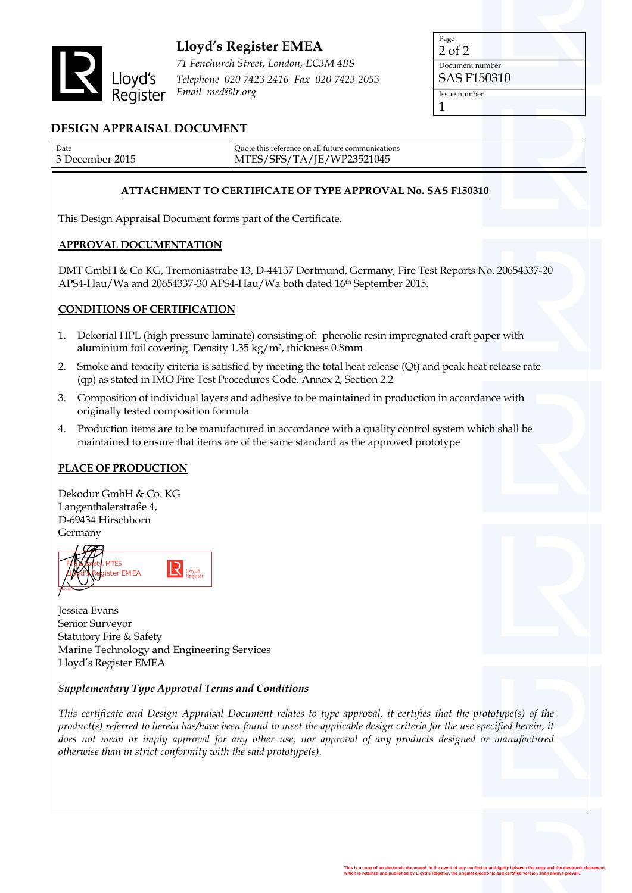# Lloyd's Register EMEA

*71 Fenchurch Street, London, EC3M 4BS*
*Telephone 020 7423 2416 Fax 020 7423 2053*
*Email med@lr.org*

| | |
|---|---|
| Document number | SAS F150310 |
| Issue number | 1 |

## DESIGN APPRAISAL DOCUMENT

| Date | Quote this reference on all future communications |
|---|---|
| 3 December 2015 | MTES/SFS/TA/JE/WP23521045 |

**ATTACHMENT TO CERTIFICATE OF TYPE APPROVAL No. SAS F150310**

This Design Appraisal Document forms part of the Certificate.

**APPROVAL DOCUMENTATION**

DMT GmbH & Co KG, Tremoniastrabe 13, D-44137 Dortmund, Germany, Fire Test Reports No. 20654337-20 APS4-Hau/Wa and 20654337-30 APS4-Hau/Wa both dated 16th September 2015.

**CONDITIONS OF CERTIFICATION**

1. Dekorial HPL (high pressure laminate) consisting of: phenolic resin impregnated craft paper with aluminium foil covering. Density 1.35 kg/m³, thickness 0.8mm
2. Smoke and toxicity criteria is satisfied by meeting the total heat release (Qt) and peak heat release rate (qp) as stated in IMO Fire Test Procedures Code, Annex 2, Section 2.2
3. Composition of individual layers and adhesive to be maintained in production in accordance with originally tested composition formula
4. Production items are to be manufactured in accordance with a quality control system which shall be maintained to ensure that items are of the same standard as the approved prototype

**PLACE OF PRODUCTION**

Dekodur GmbH & Co. KG
Langenthalerstraße 4,
D-69434 Hirschhorn
Germany

Fire & Safety, MTES
Lloyd's Register EMEA

Jessica Evans
Senior Surveyor
Statutory Fire & Safety
Marine Technology and Engineering Services
Lloyd's Register EMEA

***Supplementary Type Approval Terms and Conditions***

*This certificate and Design Appraisal Document relates to type approval, it certifies that the prototype(s) of the product(s) referred to herein has/have been found to meet the applicable design criteria for the use specified herein, it does not mean or imply approval for any other use, nor approval of any products designed or manufactured otherwise than in strict conformity with the said prototype(s).*

This is a copy of an electronic document. In the event of any conflict or ambiguity between the copy and the electronic document, which is retained and published by Lloyd's Register, the original electronic and certified version shall always prevail.